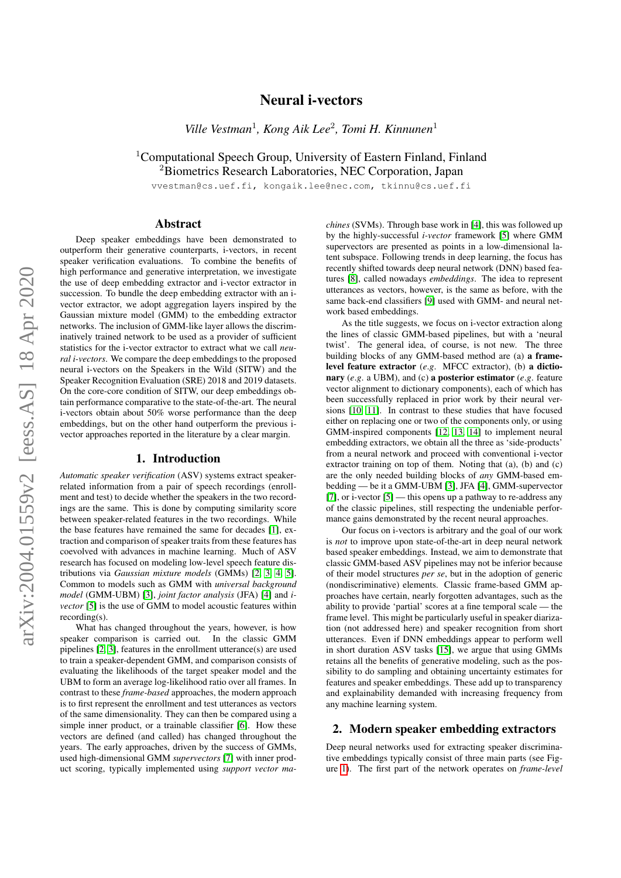# Neural i-vectors

*Ville Vestman*[1], *Kong Aik Lee*[2], *Tomi H. Kinnunen*[1]

[1]Computational Speech Group, University of Eastern Finland, Finland
[2]Biometrics Research Laboratories, NEC Corporation, Japan

vvestman@cs.uef.fi, kongaik.lee@nec.com, tkinnu@cs.uef.fi

## Abstract

Deep speaker embeddings have been demonstrated to outperform their generative counterparts, i-vectors, in recent speaker verification evaluations. To combine the benefits of high performance and generative interpretation, we investigate the use of deep embedding extractor and i-vector extractor in succession. To bundle the deep embedding extractor with an i-vector extractor, we adopt aggregation layers inspired by the Gaussian mixture model (GMM) to the embedding extractor networks. The inclusion of GMM-like layer allows the discriminatively trained network to be used as a provider of sufficient statistics for the i-vector extractor to extract what we call *neural i-vectors*. We compare the deep embeddings to the proposed neural i-vectors on the Speakers in the Wild (SITW) and the Speaker Recognition Evaluation (SRE) 2018 and 2019 datasets. On the core-core condition of SITW, our deep embeddings obtain performance comparative to the state-of-the-art. The neural i-vectors obtain about 50% worse performance than the deep embeddings, but on the other hand outperform the previous i-vector approaches reported in the literature by a clear margin.

## 1. Introduction

*Automatic speaker verification* (ASV) systems extract speaker-related information from a pair of speech recordings (enrollment and test) to decide whether the speakers in the two recordings are the same. This is done by computing similarity score between speaker-related features in the two recordings. While the base features have remained the same for decades [1], extraction and comparison of speaker traits from these features has coevolved with advances in machine learning. Much of ASV research has focused on modeling low-level speech feature distributions via *Gaussian mixture models* (GMMs) [2, 3, 4, 5]. Common to models such as GMM with *universal background model* (GMM-UBM) [3], *joint factor analysis* (JFA) [4] and *i-vector* [5] is the use of GMM to model acoustic features within recording(s).

What has changed throughout the years, however, is how speaker comparison is carried out. In the classic GMM pipelines [2, 3], features in the enrollment utterance(s) are used to train a speaker-dependent GMM, and comparison consists of evaluating the likelihoods of the target speaker model and the UBM to form an average log-likelihood ratio over all frames. In contrast to these *frame-based* approaches, the modern approach is to first represent the enrollment and test utterances as vectors of the same dimensionality. They can then be compared using a simple inner product, or a trainable classifier [6]. How these vectors are defined (and called) has changed throughout the years. The early approaches, driven by the success of GMMs, used high-dimensional GMM *supervectors* [7] with inner product scoring, typically implemented using *support vector machines* (SVMs). Through base work in [4], this was followed up by the highly-successful *i-vector* framework [5] where GMM supervectors are presented as points in a low-dimensional latent subspace. Following trends in deep learning, the focus has recently shifted towards deep neural network (DNN) based features [8], called nowadays *embeddings*. The idea to represent utterances as vectors, however, is the same as before, with the same back-end classifiers [9] used with GMM- and neural network based embeddings.

As the title suggests, we focus on i-vector extraction along the lines of classic GMM-based pipelines, but with a 'neural twist'. The general idea, of course, is not new. The three building blocks of any GMM-based method are (a) **a frame-level feature extractor** (*e.g.* MFCC extractor), (b) **a dictionary** (*e.g.* a UBM), and (c) **a posterior estimator** (*e.g.* feature vector alignment to dictionary components), each of which has been successfully replaced in prior work by their neural versions [10, 11]. In contrast to these studies that have focused either on replacing one or two of the components only, or using GMM-inspired components [12, 13, 14] to implement neural embedding extractors, we obtain all the three as 'side-products' from a neural network and proceed with conventional i-vector extractor training on top of them. Noting that (a), (b) and (c) are the only needed building blocks of *any* GMM-based embedding — be it a GMM-UBM [3], JFA [4], GMM-supervector [7], or i-vector [5] — this opens up a pathway to re-address any of the classic pipelines, still respecting the undeniable performance gains demonstrated by the recent neural approaches.

Our focus on i-vectors is arbitrary and the goal of our work is *not* to improve upon state-of-the-art in deep neural network based speaker embeddings. Instead, we aim to demonstrate that classic GMM-based ASV pipelines may not be inferior because of their model structures *per se*, but in the adoption of generic (nondiscriminative) elements. Classic frame-based GMM approaches have certain, nearly forgotten advantages, such as the ability to provide 'partial' scores at a fine temporal scale — the frame level. This might be particularly useful in speaker diarization (not addressed here) and speaker recognition from short utterances. Even if DNN embeddings appear to perform well in short duration ASV tasks [15], we argue that using GMMs retains all the benefits of generative modeling, such as the possibility to do sampling and obtaining uncertainty estimates for features and speaker embeddings. These add up to transparency and explainability demanded with increasing frequency from any machine learning system.

## 2. Modern speaker embedding extractors

Deep neural networks used for extracting speaker discriminative embeddings typically consist of three main parts (see Figure 1). The first part of the network operates on *frame-level*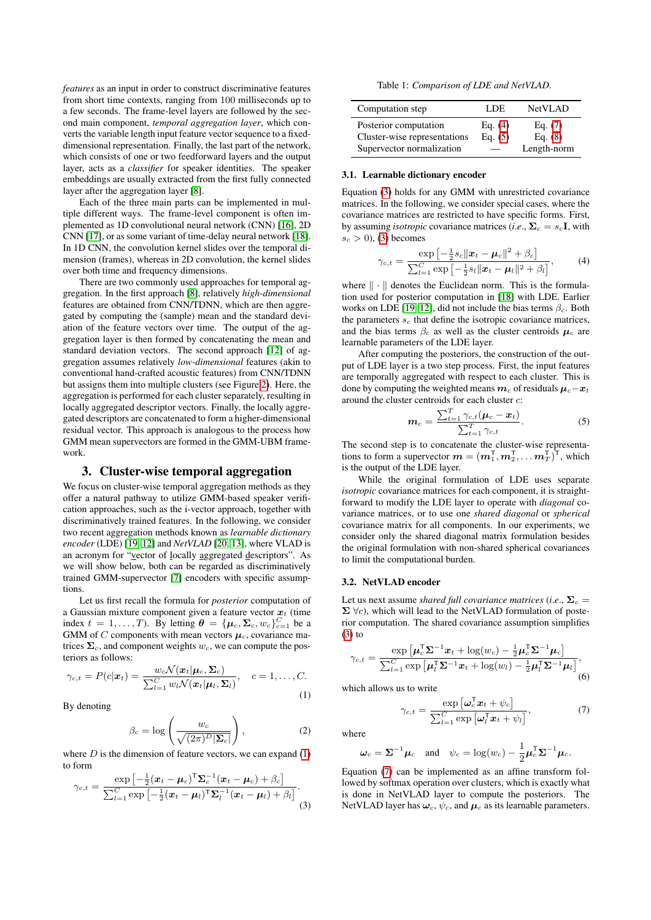*features* as an input in order to construct discriminative features from short time contexts, ranging from 100 milliseconds up to a few seconds. The frame-level layers are followed by the second main component, *temporal aggregation layer*, which converts the variable length input feature vector sequence to a fixed-dimensional representation. Finally, the last part of the network, which consists of one or two feedforward layers and the output layer, acts as a *classifier* for speaker identities. The speaker embeddings are usually extracted from the first fully connected layer after the aggregation layer [8].

Each of the three main parts can be implemented in multiple different ways. The frame-level component is often implemented as 1D convolutional neural network (CNN) [16], 2D CNN [17], or as some variant of time-delay neural network [18]. In 1D CNN, the convolution kernel slides over the temporal dimension (frames), whereas in 2D convolution, the kernel slides over both time and frequency dimensions.

There are two commonly used approaches for temporal aggregation. In the first approach [8], relatively *high-dimensional* features are obtained from CNN/TDNN, which are then aggregated by computing the (sample) mean and the standard deviation of the feature vectors over time. The output of the aggregation layer is then formed by concatenating the mean and standard deviation vectors. The second approach [12] of aggregation assumes relatively *low-dimensional* features (akin to conventional hand-crafted acoustic features) from CNN/TDNN but assigns them into multiple clusters (see Figure 2). Here, the aggregation is performed for each cluster separately, resulting in locally aggregated descriptor vectors. Finally, the locally aggregated descriptors are concatenated to form a higher-dimensional residual vector. This approach is analogous to the process how GMM mean supervectors are formed in the GMM-UBM framework.

# 3. Cluster-wise temporal aggregation

We focus on cluster-wise temporal aggregation methods as they offer a natural pathway to utilize GMM-based speaker verification approaches, such as the i-vector approach, together with discriminatively trained features. In the following, we consider two recent aggregation methods known as *learnable dictionary encoder* (LDE) [19, 12] and *NetVLAD* [20, 13], where VLAD is an acronym for "vector of locally aggregated descriptors". As we will show below, both can be regarded as discriminatively trained GMM-supervector [7] encoders with specific assumptions.

Let us first recall the formula for *posterior* computation of a Gaussian mixture component given a feature vector $\boldsymbol{x}_t$ (time index $t = 1, \ldots, T$). By letting $\boldsymbol{\theta} = \{\boldsymbol{\mu}_c, \boldsymbol{\Sigma}_c, w_c\}_{c=1}^{C}$ be a GMM of $C$ components with mean vectors $\boldsymbol{\mu}_c$, covariance matrices $\boldsymbol{\Sigma}_c$, and component weights $w_c$, we can compute the posteriors as follows:

$$\gamma_{c,t} = P(c|\boldsymbol{x}_t) = \frac{w_c \mathcal{N}(\boldsymbol{x}_t|\boldsymbol{\mu}_c, \boldsymbol{\Sigma}_c)}{\sum_{l=1}^{C} w_l \mathcal{N}(\boldsymbol{x}_t|\boldsymbol{\mu}_l, \boldsymbol{\Sigma}_l)}, \quad c = 1, \ldots, C. \tag{1}$$

By denoting

$$\beta_c = \log\left(\frac{w_c}{\sqrt{(2\pi)^D |\boldsymbol{\Sigma}_c|}}\right), \tag{2}$$

where $D$ is the dimension of feature vectors, we can expand (1) to form

$$\gamma_{c,t} = \frac{\exp\left[-\frac{1}{2}(\boldsymbol{x}_t - \boldsymbol{\mu}_c)^\intercal \boldsymbol{\Sigma}_c^{-1}(\boldsymbol{x}_t - \boldsymbol{\mu}_c) + \beta_c\right]}{\sum_{l=1}^{C} \exp\left[-\frac{1}{2}(\boldsymbol{x}_t - \boldsymbol{\mu}_l)^\intercal \boldsymbol{\Sigma}_l^{-1}(\boldsymbol{x}_t - \boldsymbol{\mu}_l) + \beta_l\right]}. \tag{3}$$

Table 1: *Comparison of LDE and NetVLAD.*

| Computation step | LDE | NetVLAD |
|---|---|---|
| Posterior computation | Eq. (4) | Eq. (7) |
| Cluster-wise representations | Eq. (5) | Eq. (8) |
| Supervector normalization | — | Length-norm |

### 3.1. Learnable dictionary encoder

Equation (3) holds for any GMM with unrestricted covariance matrices. In the following, we consider special cases, where the covariance matrices are restricted to have specific forms. First, by assuming *isotropic* covariance matrices (*i.e.*, $\boldsymbol{\Sigma}_c = s_c\mathbf{I}$, with $s_c > 0$), (3) becomes

$$\gamma_{c,t} = \frac{\exp\left[-\frac{1}{2}s_c\|\boldsymbol{x}_t - \boldsymbol{\mu}_c\|^2 + \beta_c\right]}{\sum_{l=1}^{C} \exp\left[-\frac{1}{2}s_l\|\boldsymbol{x}_t - \boldsymbol{\mu}_l\|^2 + \beta_l\right]}, \tag{4}$$

where $\|\cdot\|$ denotes the Euclidean norm. This is the formulation used for posterior computation in [18] with LDE. Earlier works on LDE [19, 12], did not include the bias terms $\beta_c$. Both the parameters $s_c$ that define the isotropic covariance matrices, and the bias terms $\beta_c$ as well as the cluster centroids $\boldsymbol{\mu}_c$ are learnable parameters of the LDE layer.

After computing the posteriors, the construction of the output of LDE layer is a two step process. First, the input features are temporally aggregated with respect to each cluster. This is done by computing the weighted means $\boldsymbol{m}_c$ of residuals $\boldsymbol{\mu}_c - \boldsymbol{x}_t$ around the cluster centroids for each cluster $c$:

$$\boldsymbol{m}_c = \frac{\sum_{t=1}^{T} \gamma_{c,t}(\boldsymbol{\mu}_c - \boldsymbol{x}_t)}{\sum_{t=1}^{T} \gamma_{c,t}}. \tag{5}$$

The second step is to concatenate the cluster-wise representations to form a supervector $\boldsymbol{m} = (\boldsymbol{m}_1^\intercal, \boldsymbol{m}_2^\intercal, \ldots \boldsymbol{m}_T^\intercal)^\intercal$, which is the output of the LDE layer.

While the original formulation of LDE uses separate *isotropic* covariance matrices for each component, it is straightforward to modify the LDE layer to operate with *diagonal* covariance matrices, or to use one *shared diagonal* or *spherical* covariance matrix for all components. In our experiments, we consider only the shared diagonal matrix formulation besides the original formulation with non-shared spherical covariances to limit the computational burden.

### 3.2. NetVLAD encoder

Let us next assume *shared full covariance matrices* (*i.e.*, $\boldsymbol{\Sigma}_c = \boldsymbol{\Sigma}\ \forall c$), which will lead to the NetVLAD formulation of posterior computation. The shared covariance assumption simplifies (3) to

$$\gamma_{c,t} = \frac{\exp\left[\boldsymbol{\mu}_c^\intercal \boldsymbol{\Sigma}^{-1}\boldsymbol{x}_t + \log(w_c) - \frac{1}{2}\boldsymbol{\mu}_c^\intercal \boldsymbol{\Sigma}^{-1}\boldsymbol{\mu}_c\right]}{\sum_{l=1}^{C} \exp\left[\boldsymbol{\mu}_l^\intercal \boldsymbol{\Sigma}^{-1}\boldsymbol{x}_t + \log(w_l) - \frac{1}{2}\boldsymbol{\mu}_l^\intercal \boldsymbol{\Sigma}^{-1}\boldsymbol{\mu}_l\right]}, \tag{6}$$

which allows us to write

$$\gamma_{c,t} = \frac{\exp\left[\boldsymbol{\omega}_c^\intercal \boldsymbol{x}_t + \psi_c\right]}{\sum_{l=1}^{C} \exp\left[\boldsymbol{\omega}_l^\intercal \boldsymbol{x}_t + \psi_l\right]}, \tag{7}$$

where

$$\boldsymbol{\omega}_c = \boldsymbol{\Sigma}^{-1}\boldsymbol{\mu}_c \quad \text{and} \quad \psi_c = \log(w_c) - \frac{1}{2}\boldsymbol{\mu}_c^\intercal \boldsymbol{\Sigma}^{-1}\boldsymbol{\mu}_c.$$

Equation (7) can be implemented as an affine transform followed by softmax operation over clusters, which is exactly what is done in NetVLAD layer to compute the posteriors. The NetVLAD layer has $\boldsymbol{\omega}_c$, $\psi_c$, and $\boldsymbol{\mu}_c$ as its learnable parameters.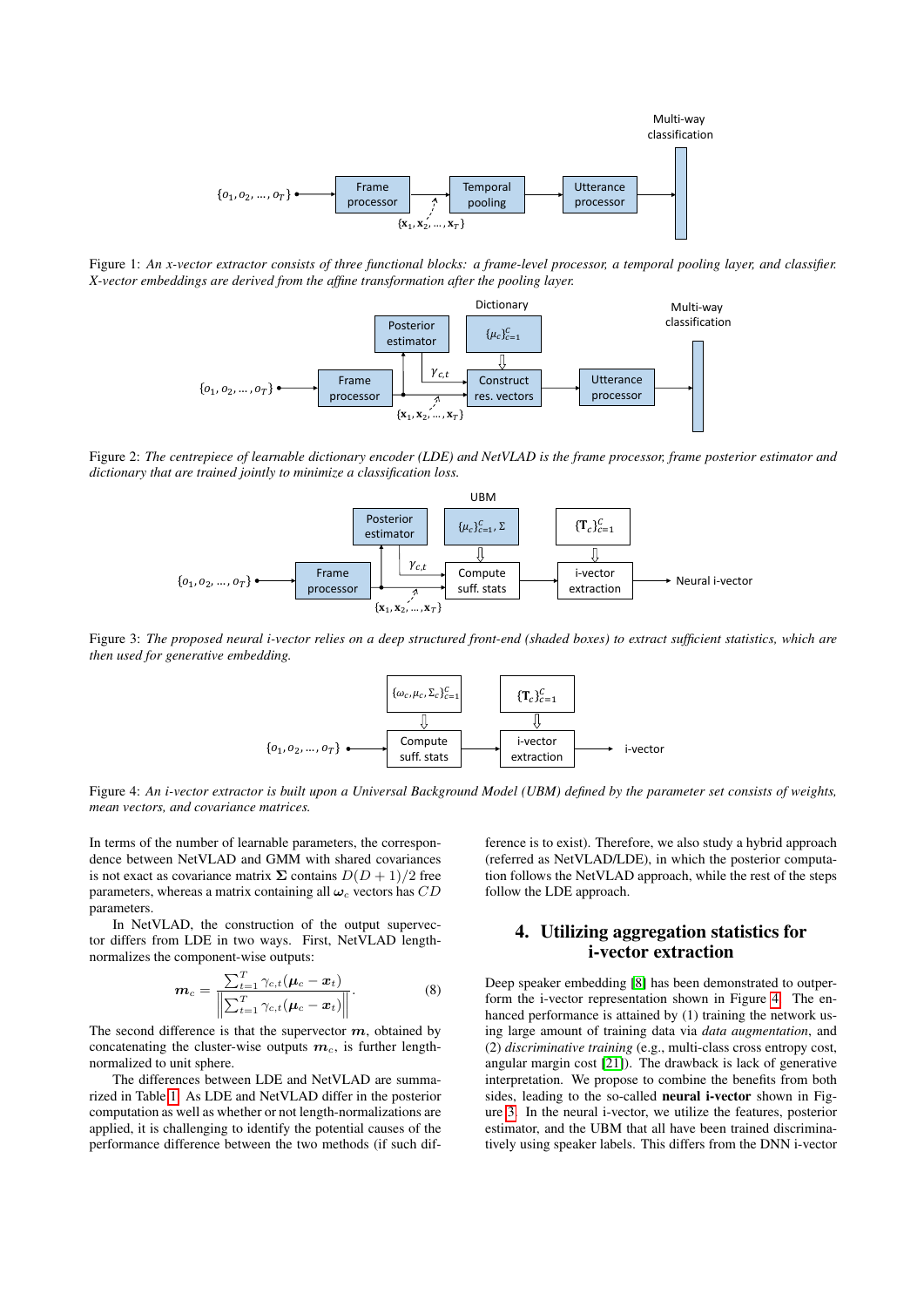Figure 1: *An x-vector extractor consists of three functional blocks: a frame-level processor, a temporal pooling layer, and classifier. X-vector embeddings are derived from the affine transformation after the pooling layer.*

Figure 2: *The centrepiece of learnable dictionary encoder (LDE) and NetVLAD is the frame processor, frame posterior estimator and dictionary that are trained jointly to minimize a classification loss.*

Figure 3: *The proposed neural i-vector relies on a deep structured front-end (shaded boxes) to extract sufficient statistics, which are then used for generative embedding.*

Figure 4: *An i-vector extractor is built upon a Universal Background Model (UBM) defined by the parameter set consists of weights, mean vectors, and covariance matrices.*

In terms of the number of learnable parameters, the correspondence between NetVLAD and GMM with shared covariances is not exact as covariance matrix $\mathbf{\Sigma}$ contains $D(D+1)/2$ free parameters, whereas a matrix containing all $\boldsymbol{\omega}_c$ vectors has $CD$ parameters.

In NetVLAD, the construction of the output supervector differs from LDE in two ways. First, NetVLAD length-normalizes the component-wise outputs:

$$\boldsymbol{m}_c = \frac{\sum_{t=1}^{T} \gamma_{c,t}(\boldsymbol{\mu}_c - \boldsymbol{x}_t)}{\left\| \sum_{t=1}^{T} \gamma_{c,t}(\boldsymbol{\mu}_c - \boldsymbol{x}_t) \right\|}. \tag{8}$$

The second difference is that the supervector $\boldsymbol{m}$, obtained by concatenating the cluster-wise outputs $\boldsymbol{m}_c$, is further length-normalized to unit sphere.

The differences between LDE and NetVLAD are summarized in Table 1. As LDE and NetVLAD differ in the posterior computation as well as whether or not length-normalizations are applied, it is challenging to identify the potential causes of the performance difference between the two methods (if such difference is to exist). Therefore, we also study a hybrid approach (referred as NetVLAD/LDE), in which the posterior computation follows the NetVLAD approach, while the rest of the steps follow the LDE approach.

## 4. Utilizing aggregation statistics for i-vector extraction

Deep speaker embedding [8] has been demonstrated to outperform the i-vector representation shown in Figure 4. The enhanced performance is attained by (1) training the network using large amount of training data via *data augmentation*, and (2) *discriminative training* (e.g., multi-class cross entropy cost, angular margin cost [21]). The drawback is lack of generative interpretation. We propose to combine the benefits from both sides, leading to the so-called **neural i-vector** shown in Figure 3. In the neural i-vector, we utilize the features, posterior estimator, and the UBM that all have been trained discriminatively using speaker labels. This differs from the DNN i-vector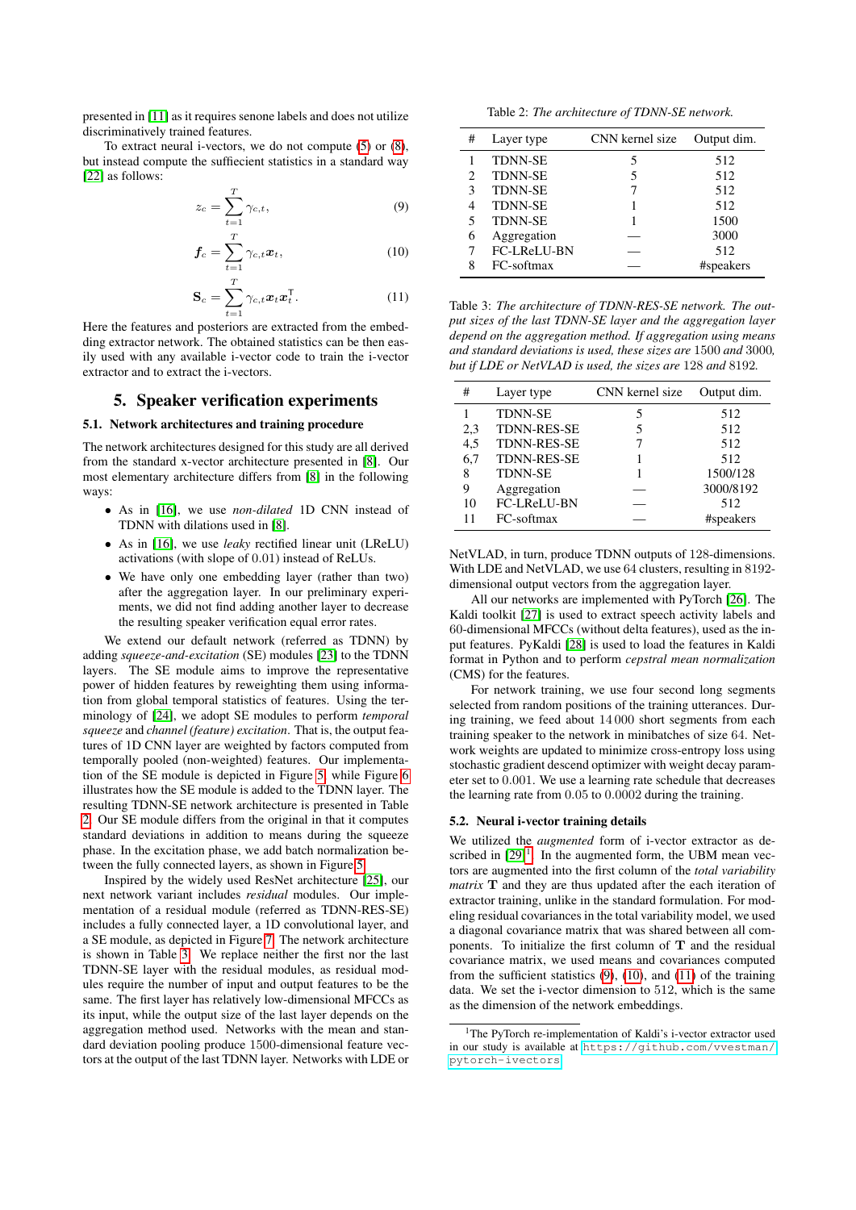presented in [11] as it requires senone labels and does not utilize discriminatively trained features.

To extract neural i-vectors, we do not compute (5) or (8), but instead compute the sufficient statistics in a standard way [22] as follows:

$$z_c = \sum_{t=1}^{T} \gamma_{c,t}, \tag{9}$$

$$\boldsymbol{f}_c = \sum_{t=1}^{T} \gamma_{c,t} \boldsymbol{x}_t, \tag{10}$$

$$\mathbf{S}_c = \sum_{t=1}^{T} \gamma_{c,t} \boldsymbol{x}_t \boldsymbol{x}_t^{\mathsf{T}}. \tag{11}$$

Here the features and posteriors are extracted from the embedding extractor network. The obtained statistics can be then easily used with any available i-vector code to train the i-vector extractor and to extract the i-vectors.

## 5. Speaker verification experiments

### 5.1. Network architectures and training procedure

The network architectures designed for this study are all derived from the standard x-vector architecture presented in [8]. Our most elementary architecture differs from [8] in the following ways:

- As in [16], we use *non-dilated* 1D CNN instead of TDNN with dilations used in [8].
- As in [16], we use *leaky* rectified linear unit (LReLU) activations (with slope of 0.01) instead of ReLUs.
- We have only one embedding layer (rather than two) after the aggregation layer. In our preliminary experiments, we did not find adding another layer to decrease the resulting speaker verification equal error rates.

We extend our default network (referred as TDNN) by adding *squeeze-and-excitation* (SE) modules [23] to the TDNN layers. The SE module aims to improve the representative power of hidden features by reweighting them using information from global temporal statistics of features. Using the terminology of [24], we adopt SE modules to perform *temporal squeeze* and *channel (feature) excitation*. That is, the output features of 1D CNN layer are weighted by factors computed from temporally pooled (non-weighted) features. Our implementation of the SE module is depicted in Figure 5, while Figure 6 illustrates how the SE module is added to the TDNN layer. The resulting TDNN-SE network architecture is presented in Table 2. Our SE module differs from the original in that it computes standard deviations in addition to means during the squeeze phase. In the excitation phase, we add batch normalization between the fully connected layers, as shown in Figure 5.

Inspired by the widely used ResNet architecture [25], our next network variant includes *residual* modules. Our implementation of a residual module (referred as TDNN-RES-SE) includes a fully connected layer, a 1D convolutional layer, and a SE module, as depicted in Figure 7. The network architecture is shown in Table 3. We replace neither the first nor the last TDNN-SE layer with the residual modules, as residual modules require the number of input and output features to be the same. The first layer has relatively low-dimensional MFCCs as its input, while the output size of the last layer depends on the aggregation method used. Networks with the mean and standard deviation pooling produce 1500-dimensional feature vectors at the output of the last TDNN layer. Networks with LDE or NetVLAD, in turn, produce TDNN outputs of 128-dimensions. With LDE and NetVLAD, we use 64 clusters, resulting in 8192-dimensional output vectors from the aggregation layer.

Table 2: *The architecture of TDNN-SE network.*

| # | Layer type | CNN kernel size | Output dim. |
|---|---|---|---|
| 1 | TDNN-SE | 5 | 512 |
| 2 | TDNN-SE | 5 | 512 |
| 3 | TDNN-SE | 7 | 512 |
| 4 | TDNN-SE | 1 | 512 |
| 5 | TDNN-SE | 1 | 1500 |
| 6 | Aggregation | — | 3000 |
| 7 | FC-LReLU-BN | — | 512 |
| 8 | FC-softmax | — | #speakers |

Table 3: *The architecture of TDNN-RES-SE network. The output sizes of the last TDNN-SE layer and the aggregation layer depend on the aggregation method. If aggregation using means and standard deviations is used, these sizes are* 1500 *and* 3000*, but if LDE or NetVLAD is used, the sizes are* 128 *and* 8192*.*

| # | Layer type | CNN kernel size | Output dim. |
|---|---|---|---|
| 1 | TDNN-SE | 5 | 512 |
| 2,3 | TDNN-RES-SE | 5 | 512 |
| 4,5 | TDNN-RES-SE | 7 | 512 |
| 6,7 | TDNN-RES-SE | 1 | 512 |
| 8 | TDNN-SE | 1 | 1500/128 |
| 9 | Aggregation | — | 3000/8192 |
| 10 | FC-LReLU-BN | — | 512 |
| 11 | FC-softmax | — | #speakers |

All our networks are implemented with PyTorch [26]. The Kaldi toolkit [27] is used to extract speech activity labels and 60-dimensional MFCCs (without delta features), used as the input features. PyKaldi [28] is used to load the features in Kaldi format in Python and to perform *cepstral mean normalization* (CMS) for the features.

For network training, we use four second long segments selected from random positions of the training utterances. During training, we feed about 14 000 short segments from each training speaker to the network in minibatches of size 64. Network weights are updated to minimize cross-entropy loss using stochastic gradient descend optimizer with weight decay parameter set to 0.001. We use a learning rate schedule that decreases the learning rate from 0.05 to 0.0002 during the training.

### 5.2. Neural i-vector training details

We utilized the *augmented* form of i-vector extractor as described in [29][1]. In the augmented form, the UBM mean vectors are augmented into the first column of the *total variability matrix* $\mathbf{T}$ and they are thus updated after the each iteration of extractor training, unlike in the standard formulation. For modeling residual covariances in the total variability model, we used a diagonal covariance matrix that was shared between all components. To initialize the first column of $\mathbf{T}$ and the residual covariance matrix, we used means and covariances computed from the sufficient statistics (9), (10), and (11) of the training data. We set the i-vector dimension to 512, which is the same as the dimension of the network embeddings.

[1]The PyTorch re-implementation of Kaldi's i-vector extractor used in our study is available at https://github.com/vvestman/pytorch-ivectors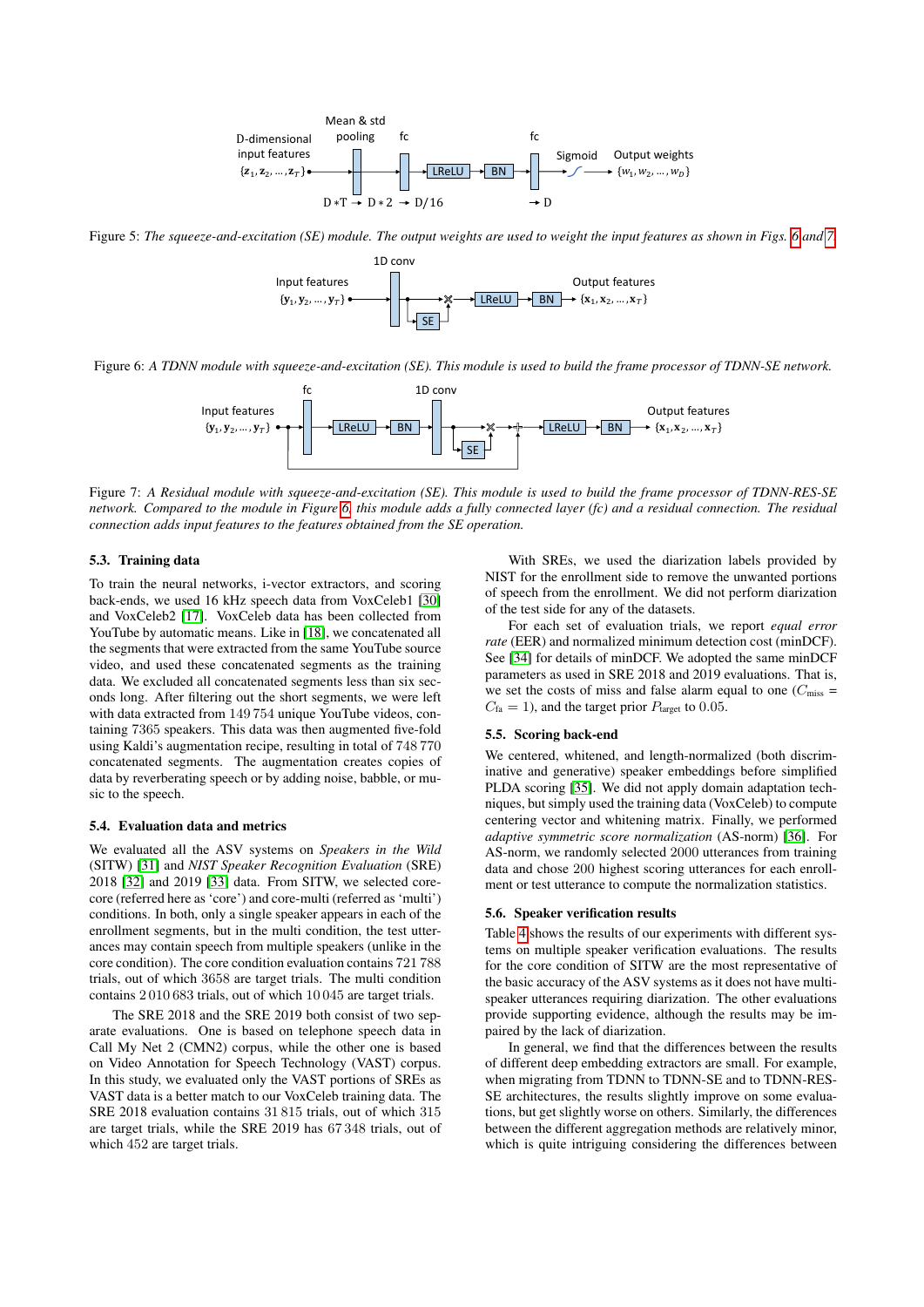Figure 5: *The squeeze-and-excitation (SE) module. The output weights are used to weight the input features as shown in Figs. 6 and 7.*

Figure 6: *A TDNN module with squeeze-and-excitation (SE). This module is used to build the frame processor of TDNN-SE network.*

Figure 7: *A Residual module with squeeze-and-excitation (SE). This module is used to build the frame processor of TDNN-RES-SE network. Compared to the module in Figure 6, this module adds a fully connected layer (fc) and a residual connection. The residual connection adds input features to the features obtained from the SE operation.*

### 5.3. Training data

To train the neural networks, i-vector extractors, and scoring back-ends, we used 16 kHz speech data from VoxCeleb1 [30] and VoxCeleb2 [17]. VoxCeleb data has been collected from YouTube by automatic means. Like in [18], we concatenated all the segments that were extracted from the same YouTube source video, and used these concatenated segments as the training data. We excluded all concatenated segments less than six seconds long. After filtering out the short segments, we were left with data extracted from 149 754 unique YouTube videos, containing 7365 speakers. This data was then augmented five-fold using Kaldi's augmentation recipe, resulting in total of 748 770 concatenated segments. The augmentation creates copies of data by reverberating speech or by adding noise, babble, or music to the speech.

### 5.4. Evaluation data and metrics

We evaluated all the ASV systems on *Speakers in the Wild* (SITW) [31] and *NIST Speaker Recognition Evaluation* (SRE) 2018 [32] and 2019 [33] data. From SITW, we selected core-core (referred here as 'core') and core-multi (referred as 'multi') conditions. In both, only a single speaker appears in each of the enrollment segments, but in the multi condition, the test utterances may contain speech from multiple speakers (unlike in the core condition). The core condition evaluation contains 721 788 trials, out of which 3658 are target trials. The multi condition contains 2 010 683 trials, out of which 10 045 are target trials.

The SRE 2018 and the SRE 2019 both consist of two separate evaluations. One is based on telephone speech data in Call My Net 2 (CMN2) corpus, while the other one is based on Video Annotation for Speech Technology (VAST) corpus. In this study, we evaluated only the VAST portions of SREs as VAST data is a better match to our VoxCeleb training data. The SRE 2018 evaluation contains 31 815 trials, out of which 315 are target trials, while the SRE 2019 has 67 348 trials, out of which 452 are target trials.

With SREs, we used the diarization labels provided by NIST for the enrollment side to remove the unwanted portions of speech from the enrollment. We did not perform diarization of the test side for any of the datasets.

For each set of evaluation trials, we report *equal error rate* (EER) and normalized minimum detection cost (minDCF). See [34] for details of minDCF. We adopted the same minDCF parameters as used in SRE 2018 and 2019 evaluations. That is, we set the costs of miss and false alarm equal to one ($C_{\text{miss}} = C_{\text{fa}} = 1$), and the target prior $P_{\text{target}}$ to 0.05.

### 5.5. Scoring back-end

We centered, whitened, and length-normalized (both discriminative and generative) speaker embeddings before simplified PLDA scoring [35]. We did not apply domain adaptation techniques, but simply used the training data (VoxCeleb) to compute centering vector and whitening matrix. Finally, we performed *adaptive symmetric score normalization* (AS-norm) [36]. For AS-norm, we randomly selected 2000 utterances from training data and chose 200 highest scoring utterances for each enrollment or test utterance to compute the normalization statistics.

### 5.6. Speaker verification results

Table 4 shows the results of our experiments with different systems on multiple speaker verification evaluations. The results for the core condition of SITW are the most representative of the basic accuracy of the ASV systems as it does not have multi-speaker utterances requiring diarization. The other evaluations provide supporting evidence, although the results may be impaired by the lack of diarization.

In general, we find that the differences between the results of different deep embedding extractors are small. For example, when migrating from TDNN to TDNN-SE and to TDNN-RES-SE architectures, the results slightly improve on some evaluations, but get slightly worse on others. Similarly, the differences between the different aggregation methods are relatively minor, which is quite intriguing considering the differences between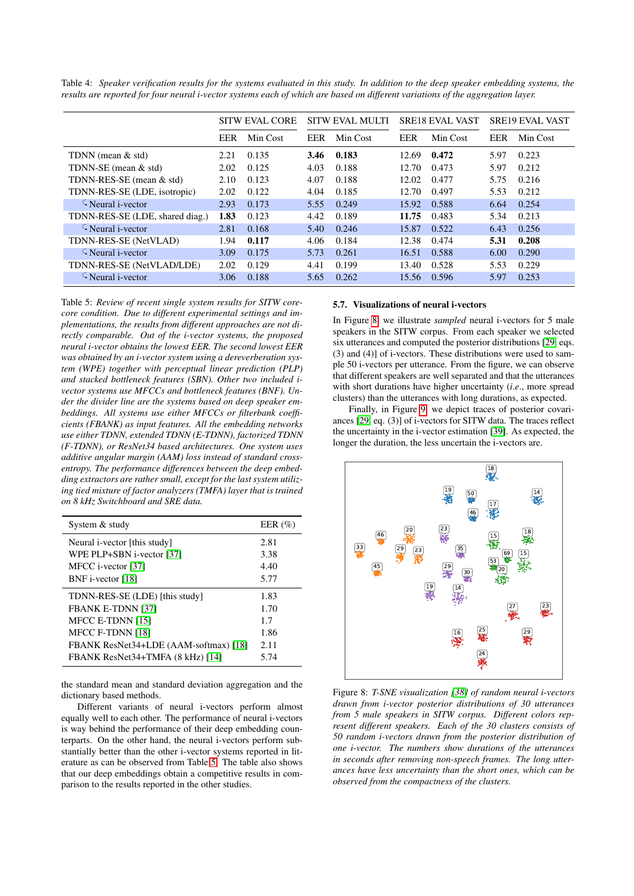Table 4: *Speaker verification results for the systems evaluated in this study. In addition to the deep speaker embedding systems, the results are reported for four neural i-vector systems each of which are based on different variations of the aggregation layer.*

| | SITW EVAL CORE | | SITW EVAL MULTI | | SRE18 EVAL VAST | | SRE19 EVAL VAST | |
|---|---|---|---|---|---|---|---|---|
| | EER | Min Cost | EER | Min Cost | EER | Min Cost | EER | Min Cost |
| TDNN (mean & std) | 2.21 | 0.135 | **3.46** | **0.183** | 12.69 | **0.472** | 5.97 | 0.223 |
| TDNN-SE (mean & std) | 2.02 | 0.125 | 4.03 | 0.188 | 12.70 | 0.473 | 5.97 | 0.212 |
| TDNN-RES-SE (mean & std) | 2.10 | 0.123 | 4.07 | 0.188 | 12.02 | 0.477 | 5.75 | 0.216 |
| TDNN-RES-SE (LDE, isotropic) | 2.02 | 0.122 | 4.04 | 0.185 | 12.70 | 0.497 | 5.53 | 0.212 |
| ↳ Neural i-vector | 2.93 | 0.173 | 5.55 | 0.249 | 15.92 | 0.588 | 6.64 | 0.254 |
| TDNN-RES-SE (LDE, shared diag.) | **1.83** | 0.123 | 4.42 | 0.189 | **11.75** | 0.483 | 5.34 | 0.213 |
| ↳ Neural i-vector | 2.81 | 0.168 | 5.40 | 0.246 | 15.87 | 0.522 | 6.43 | 0.256 |
| TDNN-RES-SE (NetVLAD) | 1.94 | **0.117** | 4.06 | 0.184 | 12.38 | 0.474 | **5.31** | **0.208** |
| ↳ Neural i-vector | 3.09 | 0.175 | 5.73 | 0.261 | 16.51 | 0.588 | 6.00 | 0.290 |
| TDNN-RES-SE (NetVLAD/LDE) | 2.02 | 0.129 | 4.41 | 0.199 | 13.40 | 0.528 | 5.53 | 0.229 |
| ↳ Neural i-vector | 3.06 | 0.188 | 5.65 | 0.262 | 15.56 | 0.596 | 5.97 | 0.253 |

Table 5: *Review of recent single system results for SITW core-core condition. Due to different experimental settings and implementations, the results from different approaches are not directly comparable. Out of the i-vector systems, the proposed neural i-vector obtains the lowest EER. The second lowest EER was obtained by an i-vector system using a dereverberation system (WPE) together with perceptual linear prediction (PLP) and stacked bottleneck features (SBN). Other two included i-vector systems use MFCCs and bottleneck features (BNF). Under the divider line are the systems based on deep speaker embeddings. All systems use either MFCCs or filterbank coefficients (FBANK) as input features. All the embedding networks use either TDNN, extended TDNN (E-TDNN), factorized TDNN (F-TDNN), or ResNet34 based architectures. One system uses additive angular margin (AAM) loss instead of standard cross-entropy. The performance differences between the deep embedding extractors are rather small, except for the last system utilizing tied mixture of factor analyzers (TMFA) layer that is trained on 8 kHz Switchboard and SRE data.*

| System & study | EER (%) |
|---|---|
| Neural i-vector [this study] | 2.81 |
| WPE PLP+SBN i-vector [37] | 3.38 |
| MFCC i-vector [37] | 4.40 |
| BNF i-vector [18] | 5.77 |
| TDNN-RES-SE (LDE) [this study] | 1.83 |
| FBANK E-TDNN [37] | 1.70 |
| MFCC E-TDNN [15] | 1.7 |
| MFCC F-TDNN [18] | 1.86 |
| FBANK ResNet34+LDE (AAM-softmax) [18] | 2.11 |
| FBANK ResNet34+TMFA (8 kHz) [14] | 5.74 |

the standard mean and standard deviation aggregation and the dictionary based methods.

Different variants of neural i-vectors perform almost equally well to each other. The performance of neural i-vectors is way behind the performance of their deep embedding counterparts. On the other hand, the neural i-vectors perform substantially better than the other i-vector systems reported in literature as can be observed from Table 5. The table also shows that our deep embeddings obtain a competitive results in comparison to the results reported in the other studies.

### 5.7. Visualizations of neural i-vectors

In Figure 8, we illustrate *sampled* neural i-vectors for 5 male speakers in the SITW corpus. From each speaker we selected six utterances and computed the posterior distributions [29, eqs. (3) and (4)] of i-vectors. These distributions were used to sample 50 i-vectors per utterance. From the figure, we can observe that different speakers are well separated and that the utterances with short durations have higher uncertainty (*i.e.*, more spread clusters) than the utterances with long durations, as expected.

Finally, in Figure 9, we depict traces of posterior covariances [29, eq. (3)] of i-vectors for SITW data. The traces reflect the uncertainty in the i-vector estimation [39]. As expected, the longer the duration, the less uncertain the i-vectors are.

Figure 8: *T-SNE visualization [38] of random neural i-vectors drawn from i-vector posterior distributions of 30 utterances from 5 male speakers in SITW corpus. Different colors represent different speakers. Each of the 30 clusters consists of 50 random i-vectors drawn from the posterior distribution of one i-vector. The numbers show durations of the utterances in seconds after removing non-speech frames. The long utterances have less uncertainty than the short ones, which can be observed from the compactness of the clusters.*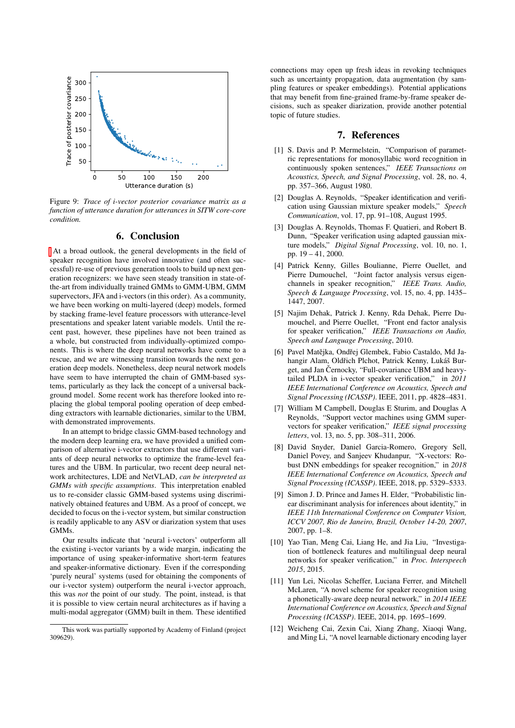Figure 9: *Trace of i-vector posterior covariance matrix as a function of utterance duration for utterances in SITW core-core condition.*

## 6. Conclusion

At a broad outlook, the general developments in the field of speaker recognition have involved innovative (and often successful) re-use of previous generation tools to build up next generation recognizers: we have seen steady transition in state-of-the-art from individually trained GMMs to GMM-UBM, GMM supervectors, JFA and i-vectors (in this order). As a community, we have been working on multi-layered (deep) models, formed by stacking frame-level feature processors with utterance-level presentations and speaker latent variable models. Until the recent past, however, these pipelines have not been trained as a whole, but constructed from individually-optimized components. This is where the deep neural networks have come to a rescue, and we are witnessing transition towards the next generation deep models. Nonetheless, deep neural network models have seem to have interrupted the chain of GMM-based systems, particularly as they lack the concept of a universal background model. Some recent work has therefore looked into replacing the global temporal pooling operation of deep embedding extractors with learnable dictionaries, similar to the UBM, with demonstrated improvements.

In an attempt to bridge classic GMM-based technology and the modern deep learning era, we have provided a unified comparison of alternative i-vector extractors that use different variants of deep neural networks to optimize the frame-level features and the UBM. In particular, two recent deep neural network architectures, LDE and NetVLAD, *can be interpreted as GMMs with specific assumptions*. This interpretation enabled us to re-consider classic GMM-based systems using discriminatively obtained features and UBM. As a proof of concept, we decided to focus on the i-vector system, but similar construction is readily applicable to any ASV or diarization system that uses GMMs.

Our results indicate that 'neural i-vectors' outperform all the existing i-vector variants by a wide margin, indicating the importance of using speaker-informative short-term features and speaker-informative dictionary. Even if the corresponding 'purely neural' systems (used for obtaining the components of our i-vector system) outperform the neural i-vector approach, this was *not* the point of our study. The point, instead, is that it is possible to view certain neural architectures as if having a multi-modal aggregator (GMM) built in them. These identified connections may open up fresh ideas in revoking techniques such as uncertainty propagation, data augmentation (by sampling features or speaker embeddings). Potential applications that may benefit from fine-grained frame-by-frame speaker decisions, such as speaker diarization, provide another potential topic of future studies.

This work was partially supported by Academy of Finland (project 309629).

## 7. References

[1] S. Davis and P. Mermelstein, "Comparison of parametric representations for monosyllabic word recognition in continuously spoken sentences," *IEEE Transactions on Acoustics, Speech, and Signal Processing*, vol. 28, no. 4, pp. 357–366, August 1980.

[2] Douglas A. Reynolds, "Speaker identification and verification using Gaussian mixture speaker models," *Speech Communication*, vol. 17, pp. 91–108, August 1995.

[3] Douglas A. Reynolds, Thomas F. Quatieri, and Robert B. Dunn, "Speaker verification using adapted gaussian mixture models," *Digital Signal Processing*, vol. 10, no. 1, pp. 19 – 41, 2000.

[4] Patrick Kenny, Gilles Boulianne, Pierre Ouellet, and Pierre Dumouchel, "Joint factor analysis versus eigenchannels in speaker recognition," *IEEE Trans. Audio, Speech & Language Processing*, vol. 15, no. 4, pp. 1435–1447, 2007.

[5] Najim Dehak, Patrick J. Kenny, Rda Dehak, Pierre Dumouchel, and Pierre Ouellet, "Front end factor analysis for speaker verification," *IEEE Transactions on Audio, Speech and Language Processing*, 2010.

[6] Pavel Matějka, Ondřej Glembek, Fabio Castaldo, Md Jahangir Alam, Oldřich Plchot, Patrick Kenny, Lukáš Burget, and Jan Černocky, "Full-covariance UBM and heavy-tailed PLDA in i-vector speaker verification," in *2011 IEEE International Conference on Acoustics, Speech and Signal Processing (ICASSP)*. IEEE, 2011, pp. 4828–4831.

[7] William M Campbell, Douglas E Sturim, and Douglas A Reynolds, "Support vector machines using GMM supervectors for speaker verification," *IEEE signal processing letters*, vol. 13, no. 5, pp. 308–311, 2006.

[8] David Snyder, Daniel Garcia-Romero, Gregory Sell, Daniel Povey, and Sanjeev Khudanpur, "X-vectors: Robust DNN embeddings for speaker recognition," in *2018 IEEE International Conference on Acoustics, Speech and Signal Processing (ICASSP)*. IEEE, 2018, pp. 5329–5333.

[9] Simon J. D. Prince and James H. Elder, "Probabilistic linear discriminant analysis for inferences about identity," in *IEEE 11th International Conference on Computer Vision, ICCV 2007, Rio de Janeiro, Brazil, October 14-20, 2007*, 2007, pp. 1–8.

[10] Yao Tian, Meng Cai, Liang He, and Jia Liu, "Investigation of bottleneck features and multilingual deep neural networks for speaker verification," in *Proc. Interspeech 2015*, 2015.

[11] Yun Lei, Nicolas Scheffer, Luciana Ferrer, and Mitchell McLaren, "A novel scheme for speaker recognition using a phonetically-aware deep neural network," in *2014 IEEE International Conference on Acoustics, Speech and Signal Processing (ICASSP)*. IEEE, 2014, pp. 1695–1699.

[12] Weicheng Cai, Zexin Cai, Xiang Zhang, Xiaoqi Wang, and Ming Li, "A novel learnable dictionary encoding layer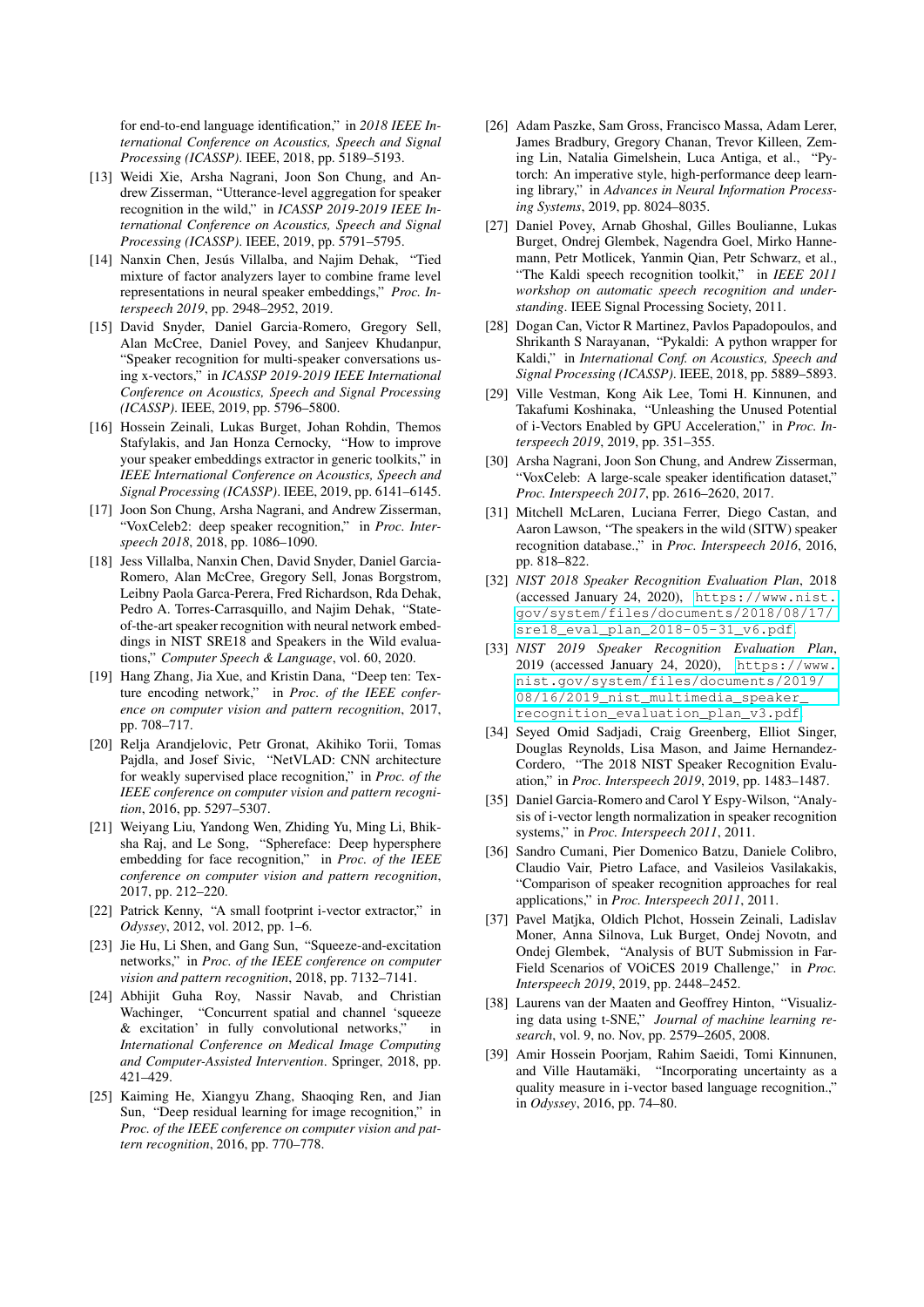for end-to-end language identification," in *2018 IEEE International Conference on Acoustics, Speech and Signal Processing (ICASSP)*. IEEE, 2018, pp. 5189–5193.

[13] Weidi Xie, Arsha Nagrani, Joon Son Chung, and Andrew Zisserman, "Utterance-level aggregation for speaker recognition in the wild," in *ICASSP 2019-2019 IEEE International Conference on Acoustics, Speech and Signal Processing (ICASSP)*. IEEE, 2019, pp. 5791–5795.

[14] Nanxin Chen, Jesús Villalba, and Najim Dehak, "Tied mixture of factor analyzers layer to combine frame level representations in neural speaker embeddings," *Proc. Interspeech 2019*, pp. 2948–2952, 2019.

[15] David Snyder, Daniel Garcia-Romero, Gregory Sell, Alan McCree, Daniel Povey, and Sanjeev Khudanpur, "Speaker recognition for multi-speaker conversations using x-vectors," in *ICASSP 2019-2019 IEEE International Conference on Acoustics, Speech and Signal Processing (ICASSP)*. IEEE, 2019, pp. 5796–5800.

[16] Hossein Zeinali, Lukas Burget, Johan Rohdin, Themos Stafylakis, and Jan Honza Cernocky, "How to improve your speaker embeddings extractor in generic toolkits," in *IEEE International Conference on Acoustics, Speech and Signal Processing (ICASSP)*. IEEE, 2019, pp. 6141–6145.

[17] Joon Son Chung, Arsha Nagrani, and Andrew Zisserman, "VoxCeleb2: deep speaker recognition," in *Proc. Interspeech 2018*, 2018, pp. 1086–1090.

[18] Jess Villalba, Nanxin Chen, David Snyder, Daniel Garcia-Romero, Alan McCree, Gregory Sell, Jonas Borgstrom, Leibny Paola Garca-Perera, Fred Richardson, Rda Dehak, Pedro A. Torres-Carrasquillo, and Najim Dehak, "State-of-the-art speaker recognition with neural network embeddings in NIST SRE18 and Speakers in the Wild evaluations," *Computer Speech & Language*, vol. 60, 2020.

[19] Hang Zhang, Jia Xue, and Kristin Dana, "Deep ten: Texture encoding network," in *Proc. of the IEEE conference on computer vision and pattern recognition*, 2017, pp. 708–717.

[20] Relja Arandjelovic, Petr Gronat, Akihiko Torii, Tomas Pajdla, and Josef Sivic, "NetVLAD: CNN architecture for weakly supervised place recognition," in *Proc. of the IEEE conference on computer vision and pattern recognition*, 2016, pp. 5297–5307.

[21] Weiyang Liu, Yandong Wen, Zhiding Yu, Ming Li, Bhiksha Raj, and Le Song, "Sphereface: Deep hypersphere embedding for face recognition," in *Proc. of the IEEE conference on computer vision and pattern recognition*, 2017, pp. 212–220.

[22] Patrick Kenny, "A small footprint i-vector extractor," in *Odyssey*, 2012, vol. 2012, pp. 1–6.

[23] Jie Hu, Li Shen, and Gang Sun, "Squeeze-and-excitation networks," in *Proc. of the IEEE conference on computer vision and pattern recognition*, 2018, pp. 7132–7141.

[24] Abhijit Guha Roy, Nassir Navab, and Christian Wachinger, "Concurrent spatial and channel 'squeeze & excitation' in fully convolutional networks," in *International Conference on Medical Image Computing and Computer-Assisted Intervention*. Springer, 2018, pp. 421–429.

[25] Kaiming He, Xiangyu Zhang, Shaoqing Ren, and Jian Sun, "Deep residual learning for image recognition," in *Proc. of the IEEE conference on computer vision and pattern recognition*, 2016, pp. 770–778.

[26] Adam Paszke, Sam Gross, Francisco Massa, Adam Lerer, James Bradbury, Gregory Chanan, Trevor Killeen, Zeming Lin, Natalia Gimelshein, Luca Antiga, et al., "Pytorch: An imperative style, high-performance deep learning library," in *Advances in Neural Information Processing Systems*, 2019, pp. 8024–8035.

[27] Daniel Povey, Arnab Ghoshal, Gilles Boulianne, Lukas Burget, Ondrej Glembek, Nagendra Goel, Mirko Hannemann, Petr Motlicek, Yanmin Qian, Petr Schwarz, et al., "The Kaldi speech recognition toolkit," in *IEEE 2011 workshop on automatic speech recognition and understanding*. IEEE Signal Processing Society, 2011.

[28] Dogan Can, Victor R Martinez, Pavlos Papadopoulos, and Shrikanth S Narayanan, "Pykaldi: A python wrapper for Kaldi," in *International Conf. on Acoustics, Speech and Signal Processing (ICASSP)*. IEEE, 2018, pp. 5889–5893.

[29] Ville Vestman, Kong Aik Lee, Tomi H. Kinnunen, and Takafumi Koshinaka, "Unleashing the Unused Potential of i-Vectors Enabled by GPU Acceleration," in *Proc. Interspeech 2019*, 2019, pp. 351–355.

[30] Arsha Nagrani, Joon Son Chung, and Andrew Zisserman, "VoxCeleb: A large-scale speaker identification dataset," *Proc. Interspeech 2017*, pp. 2616–2620, 2017.

[31] Mitchell McLaren, Luciana Ferrer, Diego Castan, and Aaron Lawson, "The speakers in the wild (SITW) speaker recognition database.," in *Proc. Interspeech 2016*, 2016, pp. 818–822.

[32] *NIST 2018 Speaker Recognition Evaluation Plan*, 2018 (accessed January 24, 2020), https://www.nist.gov/system/files/documents/2018/08/17/sre18_eval_plan_2018-05-31_v6.pdf.

[33] *NIST 2019 Speaker Recognition Evaluation Plan*, 2019 (accessed January 24, 2020), https://www.nist.gov/system/files/documents/2019/08/16/2019_nist_multimedia_speaker_recognition_evaluation_plan_v3.pdf.

[34] Seyed Omid Sadjadi, Craig Greenberg, Elliot Singer, Douglas Reynolds, Lisa Mason, and Jaime Hernandez-Cordero, "The 2018 NIST Speaker Recognition Evaluation," in *Proc. Interspeech 2019*, 2019, pp. 1483–1487.

[35] Daniel Garcia-Romero and Carol Y Espy-Wilson, "Analysis of i-vector length normalization in speaker recognition systems," in *Proc. Interspeech 2011*, 2011.

[36] Sandro Cumani, Pier Domenico Batzu, Daniele Colibro, Claudio Vair, Pietro Laface, and Vasileios Vasilakakis, "Comparison of speaker recognition approaches for real applications," in *Proc. Interspeech 2011*, 2011.

[37] Pavel Matjka, Oldich Plchot, Hossein Zeinali, Ladislav Moner, Anna Silnova, Luk Burget, Ondej Novotn, and Ondej Glembek, "Analysis of BUT Submission in Far-Field Scenarios of VOiCES 2019 Challenge," in *Proc. Interspeech 2019*, 2019, pp. 2448–2452.

[38] Laurens van der Maaten and Geoffrey Hinton, "Visualizing data using t-SNE," *Journal of machine learning research*, vol. 9, no. Nov, pp. 2579–2605, 2008.

[39] Amir Hossein Poorjam, Rahim Saeidi, Tomi Kinnunen, and Ville Hautamäki, "Incorporating uncertainty as a quality measure in i-vector based language recognition.," in *Odyssey*, 2016, pp. 74–80.